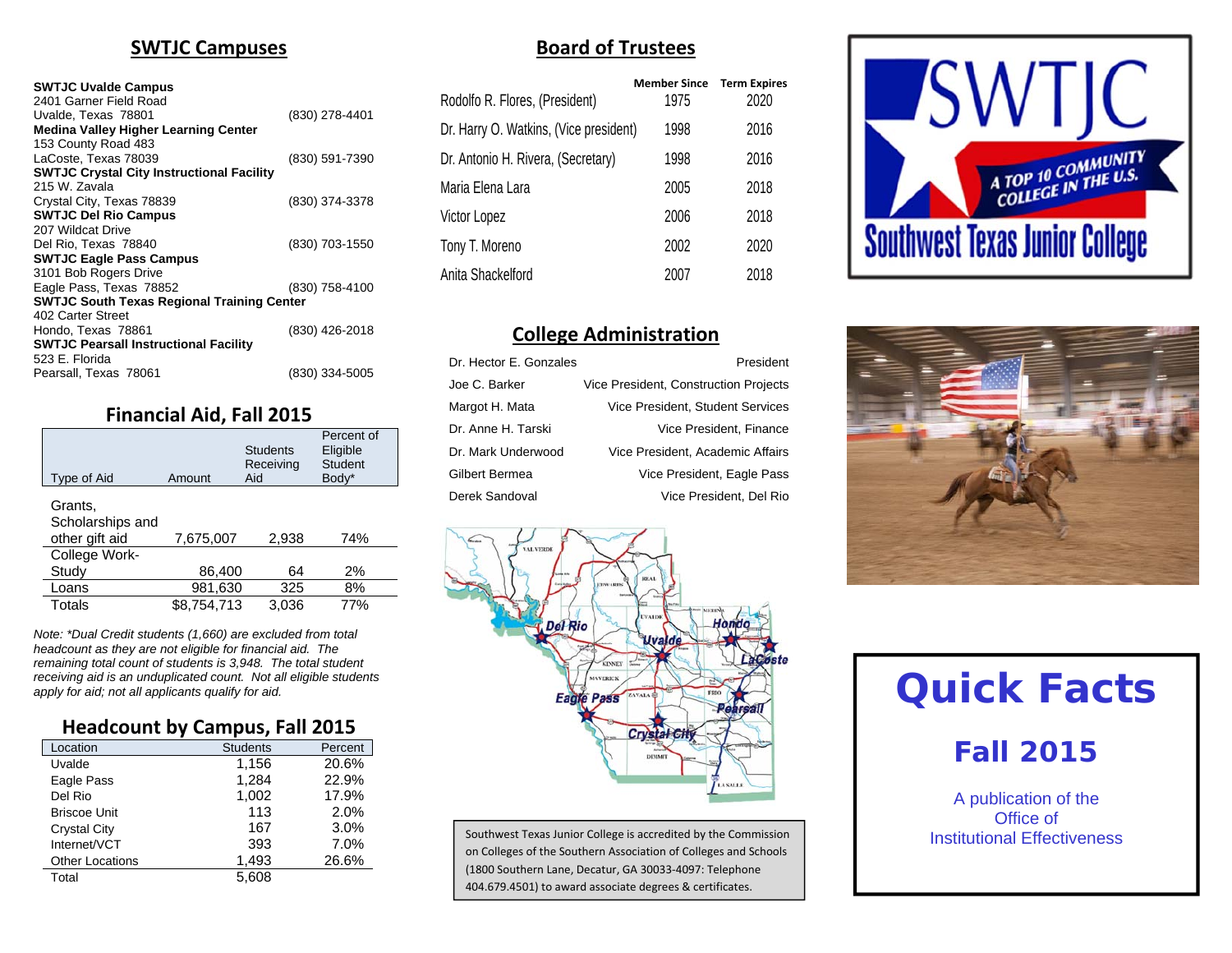## SWTJC Campuses

**SWTJC Uvalde Campus**
2401 Garner Field Road
Uvalde, Texas 78801 — (830) 278-4401

**Medina Valley Higher Learning Center**
153 County Road 483
LaCoste, Texas 78039 — (830) 591-7390

**SWTJC Crystal City Instructional Facility**
215 W. Zavala
Crystal City, Texas 78839 — (830) 374-3378

**SWTJC Del Rio Campus**
207 Wildcat Drive
Del Rio, Texas 78840 — (830) 703-1550

**SWTJC Eagle Pass Campus**
3101 Bob Rogers Drive
Eagle Pass, Texas 78852 — (830) 758-4100

**SWTJC South Texas Regional Training Center**
402 Carter Street
Hondo, Texas 78861 — (830) 426-2018

**SWTJC Pearsall Instructional Facility**
523 E. Florida
Pearsall, Texas 78061 — (830) 334-5005

## Financial Aid, Fall 2015

| Type of Aid | Amount | Students Receiving Aid | Percent of Eligible Student Body* |
|---|---|---|---|
| Grants, Scholarships and other gift aid | 7,675,007 | 2,938 | 74% |
| College Work-Study | 86,400 | 64 | 2% |
| Loans | 981,630 | 325 | 8% |
| Totals | $8,754,713 | 3,036 | 77% |

*Note: \*Dual Credit students (1,660) are excluded from total headcount as they are not eligible for financial aid. The remaining total count of students is 3,948. The total student receiving aid is an unduplicated count. Not all eligible students apply for aid; not all applicants qualify for aid.*

## Headcount by Campus, Fall 2015

| Location | Students | Percent |
|---|---|---|
| Uvalde | 1,156 | 20.6% |
| Eagle Pass | 1,284 | 22.9% |
| Del Rio | 1,002 | 17.9% |
| Briscoe Unit | 113 | 2.0% |
| Crystal City | 167 | 3.0% |
| Internet/VCT | 393 | 7.0% |
| Other Locations | 1,493 | 26.6% |
| Total | 5,608 | |

## Board of Trustees

| | Member Since | Term Expires |
|---|---|---|
| Rodolfo R. Flores, (President) | 1975 | 2020 |
| Dr. Harry O. Watkins, (Vice president) | 1998 | 2016 |
| Dr. Antonio H. Rivera, (Secretary) | 1998 | 2016 |
| Maria Elena Lara | 2005 | 2018 |
| Victor Lopez | 2006 | 2018 |
| Tony T. Moreno | 2002 | 2020 |
| Anita Shackelford | 2007 | 2018 |

## College Administration

| | |
|---|---|
| Dr. Hector E. Gonzales | President |
| Joe C. Barker | Vice President, Construction Projects |
| Margot H. Mata | Vice President, Student Services |
| Dr. Anne H. Tarski | Vice President, Finance |
| Dr. Mark Underwood | Vice President, Academic Affairs |
| Gilbert Bermea | Vice President, Eagle Pass |
| Derek Sandoval | Vice President, Del Rio |

Southwest Texas Junior College is accredited by the Commission on Colleges of the Southern Association of Colleges and Schools (1800 Southern Lane, Decatur, GA 30033-4097: Telephone 404.679.4501) to award associate degrees & certificates.

SWTJC — A TOP 10 COMMUNITY COLLEGE IN THE U.S. — Southwest Texas Junior College

# Quick Facts

## Fall 2015

A publication of the Office of Institutional Effectiveness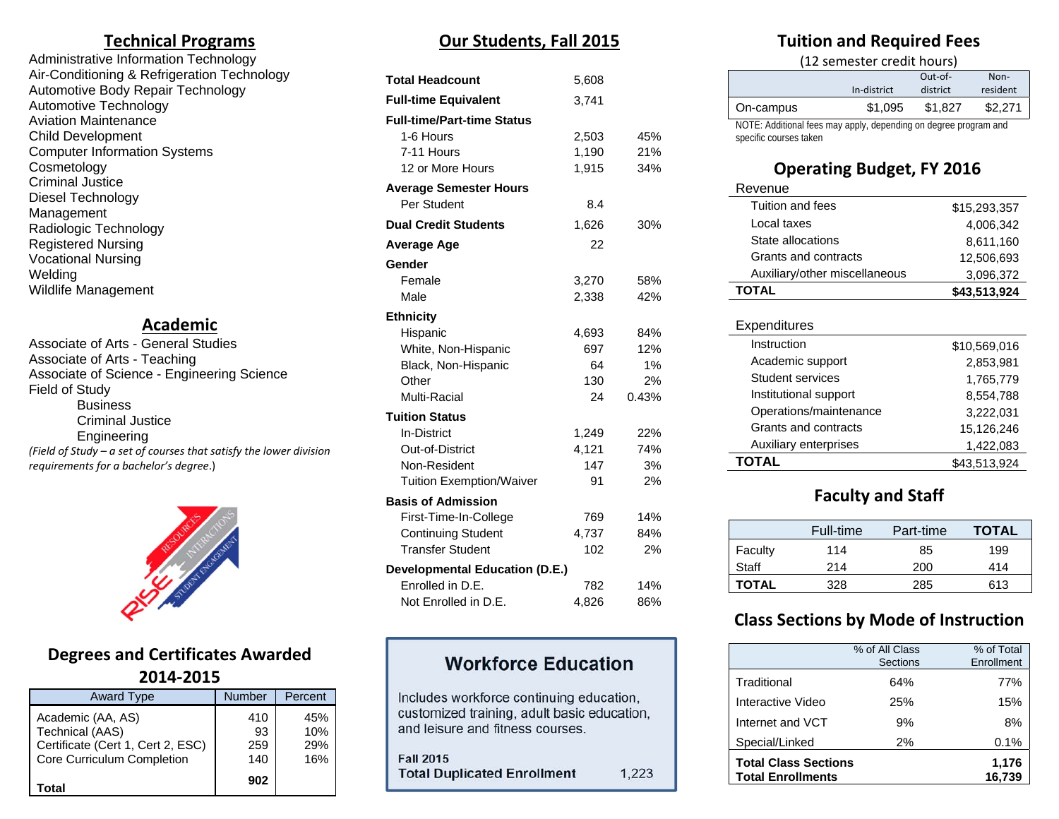## Technical Programs

Administrative Information Technology
Air-Conditioning & Refrigeration Technology
Automotive Body Repair Technology
Automotive Technology
Aviation Maintenance
Child Development
Computer Information Systems
Cosmetology
Criminal Justice
Diesel Technology
Management
Radiologic Technology
Registered Nursing
Vocational Nursing
Welding
Wildlife Management

## Academic

Associate of Arts - General Studies
Associate of Arts - Teaching
Associate of Science - Engineering Science
Field of Study
- Business
- Criminal Justice
- Engineering

*(Field of Study – a set of courses that satisfy the lower division requirements for a bachelor's degree.)*

RESOURCES INTERACTIONS STUDENT ENGAGEMENT
RISE

## Degrees and Certificates Awarded 2014-2015

| Award Type | Number | Percent |
|---|---|---|
| Academic (AA, AS) | 410 | 45% |
| Technical (AAS) | 93 | 10% |
| Certificate (Cert 1, Cert 2, ESC) | 259 | 29% |
| Core Curriculum Completion | 140 | 16% |
| **Total** | **902** | |

## Our Students, Fall 2015

| | | |
|---|---|---|
| **Total Headcount** | 5,608 | |
| **Full-time Equivalent** | 3,741 | |
| **Full-time/Part-time Status** | | |
| 1-6 Hours | 2,503 | 45% |
| 7-11 Hours | 1,190 | 21% |
| 12 or More Hours | 1,915 | 34% |
| **Average Semester Hours** | | |
| Per Student | 8.4 | |
| **Dual Credit Students** | 1,626 | 30% |
| **Average Age** | 22 | |
| **Gender** | | |
| Female | 3,270 | 58% |
| Male | 2,338 | 42% |
| **Ethnicity** | | |
| Hispanic | 4,693 | 84% |
| White, Non-Hispanic | 697 | 12% |
| Black, Non-Hispanic | 64 | 1% |
| Other | 130 | 2% |
| Multi-Racial | 24 | 0.43% |
| **Tuition Status** | | |
| In-District | 1,249 | 22% |
| Out-of-District | 4,121 | 74% |
| Non-Resident | 147 | 3% |
| Tuition Exemption/Waiver | 91 | 2% |
| **Basis of Admission** | | |
| First-Time-In-College | 769 | 14% |
| Continuing Student | 4,737 | 84% |
| Transfer Student | 102 | 2% |
| **Developmental Education (D.E.)** | | |
| Enrolled in D.E. | 782 | 14% |
| Not Enrolled in D.E. | 4,826 | 86% |

## Workforce Education

Includes workforce continuing education, customized training, adult basic education, and leisure and fitness courses.

**Fall 2015**
**Total Duplicated Enrollment** 1,223

## Tuition and Required Fees

(12 semester credit hours)

| | In-district | Out-of-district | Non-resident |
|---|---|---|---|
| On-campus | $1,095 | $1,827 | $2,271 |

NOTE: Additional fees may apply, depending on degree program and specific courses taken

## Operating Budget, FY 2016

| Revenue | |
|---|---|
| Tuition and fees | $15,293,357 |
| Local taxes | 4,006,342 |
| State allocations | 8,611,160 |
| Grants and contracts | 12,506,693 |
| Auxiliary/other miscellaneous | 3,096,372 |
| **TOTAL** | **$43,513,924** |

| Expenditures | |
|---|---|
| Instruction | $10,569,016 |
| Academic support | 2,853,981 |
| Student services | 1,765,779 |
| Institutional support | 8,554,788 |
| Operations/maintenance | 3,222,031 |
| Grants and contracts | 15,126,246 |
| Auxiliary enterprises | 1,422,083 |
| **TOTAL** | $43,513,924 |

## Faculty and Staff

| | Full-time | Part-time | TOTAL |
|---|---|---|---|
| Faculty | 114 | 85 | 199 |
| Staff | 214 | 200 | 414 |
| **TOTAL** | 328 | 285 | 613 |

## Class Sections by Mode of Instruction

| | % of All Class Sections | % of Total Enrollment |
|---|---|---|
| Traditional | 64% | 77% |
| Interactive Video | 25% | 15% |
| Internet and VCT | 9% | 8% |
| Special/Linked | 2% | 0.1% |
| **Total Class Sections** | | **1,176** |
| **Total Enrollments** | | **16,739** |